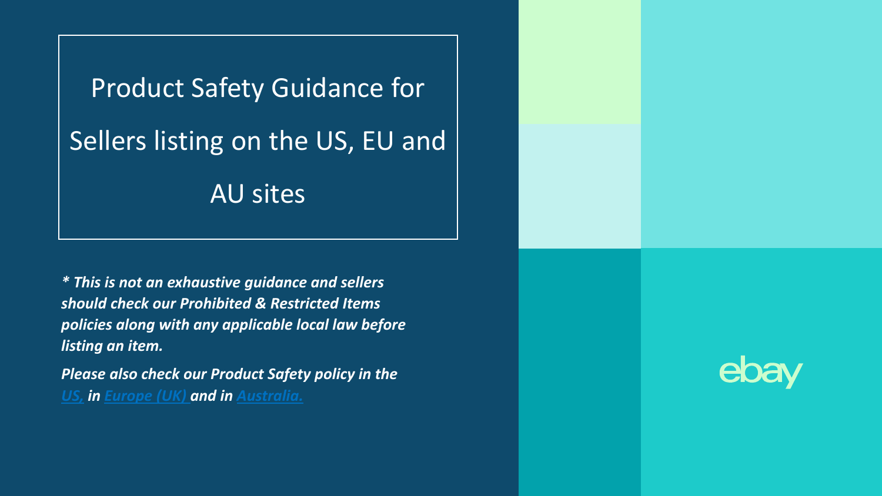# Product Safety Guidance for Sellers listing on the US, EU and AU sites

***\* This is not an exhaustive guidance and sellers should check our Prohibited & Restricted Items policies along with any applicable local law before listing an item.***

***Please also check our Product Safety policy in the US, in Europe (UK) and in Australia.***

ebay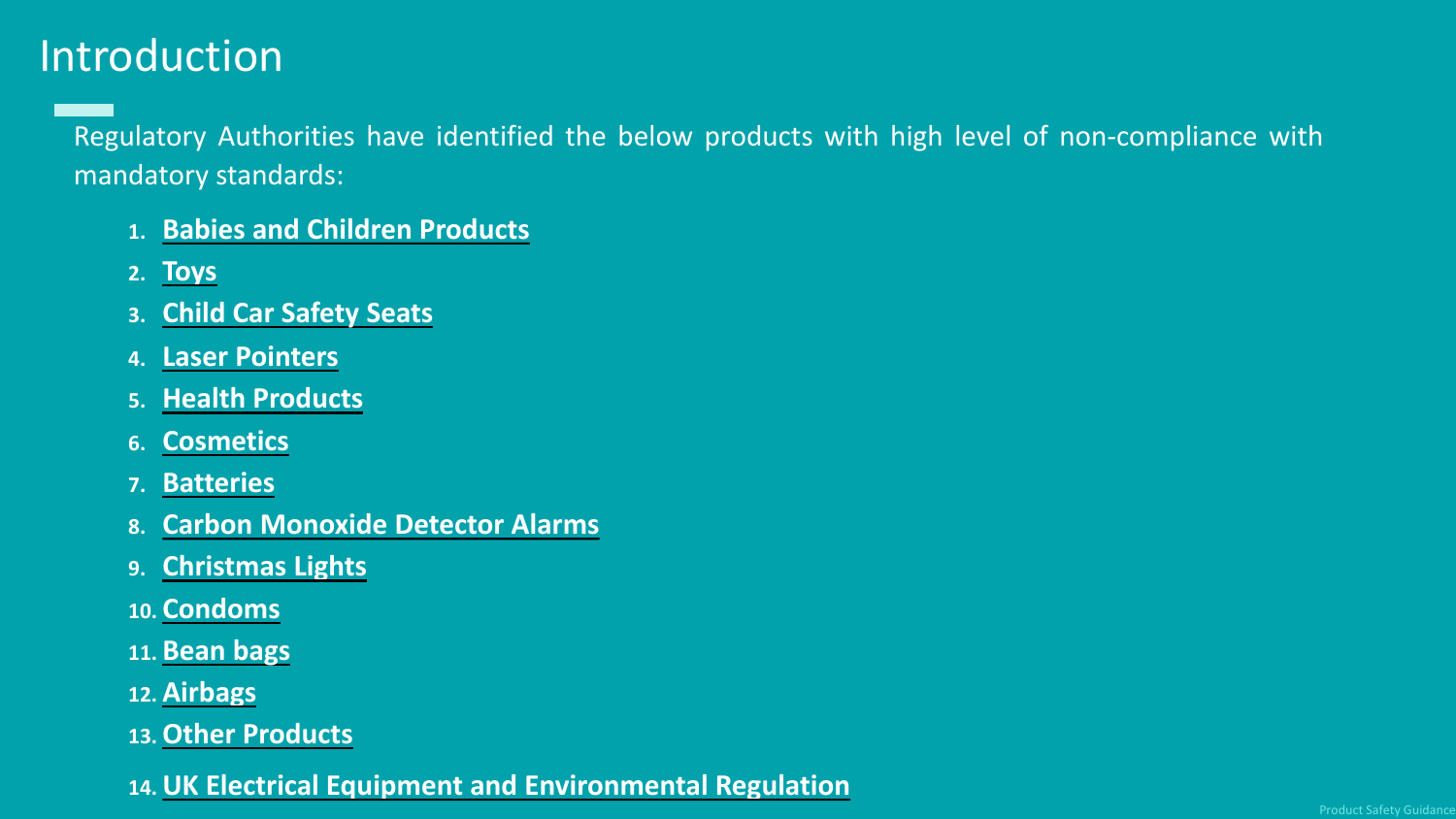# Introduction

Regulatory Authorities have identified the below products with high level of non-compliance with mandatory standards:

1. **Babies and Children Products**
2. **Toys**
3. **Child Car Safety Seats**
4. **Laser Pointers**
5. **Health Products**
6. **Cosmetics**
7. **Batteries**
8. **Carbon Monoxide Detector Alarms**
9. **Christmas Lights**
10. **Condoms**
11. **Bean bags**
12. **Airbags**
13. **Other Products**
14. **UK Electrical Equipment and Environmental Regulation**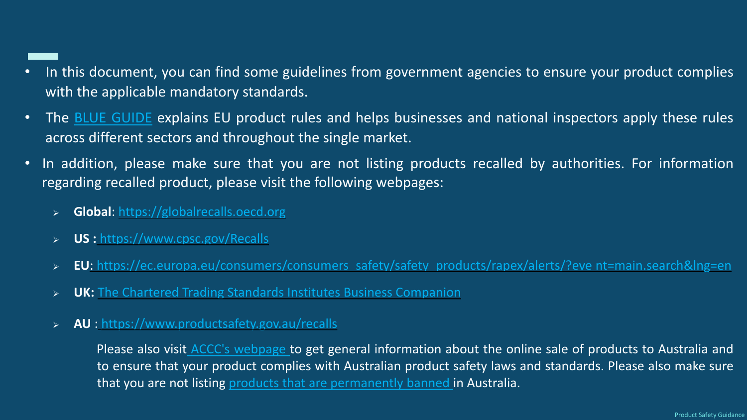- In this document, you can find some guidelines from government agencies to ensure your product complies with the applicable mandatory standards.
- The BLUE GUIDE explains EU product rules and helps businesses and national inspectors apply these rules across different sectors and throughout the single market.
- In addition, please make sure that you are not listing products recalled by authorities. For information regarding recalled product, please visit the following webpages:
  - **Global**: https://globalrecalls.oecd.org
  - **US :** https://www.cpsc.gov/Recalls
  - **EU**: https://ec.europa.eu/consumers/consumers_safety/safety_products/rapex/alerts/?eve nt=main.search&lng=en
  - **UK:** The Chartered Trading Standards Institutes Business Companion
  - **AU** : https://www.productsafety.gov.au/recalls

    Please also visit ACCC's webpage to get general information about the online sale of products to Australia and to ensure that your product complies with Australian product safety laws and standards. Please also make sure that you are not listing products that are permanently banned in Australia.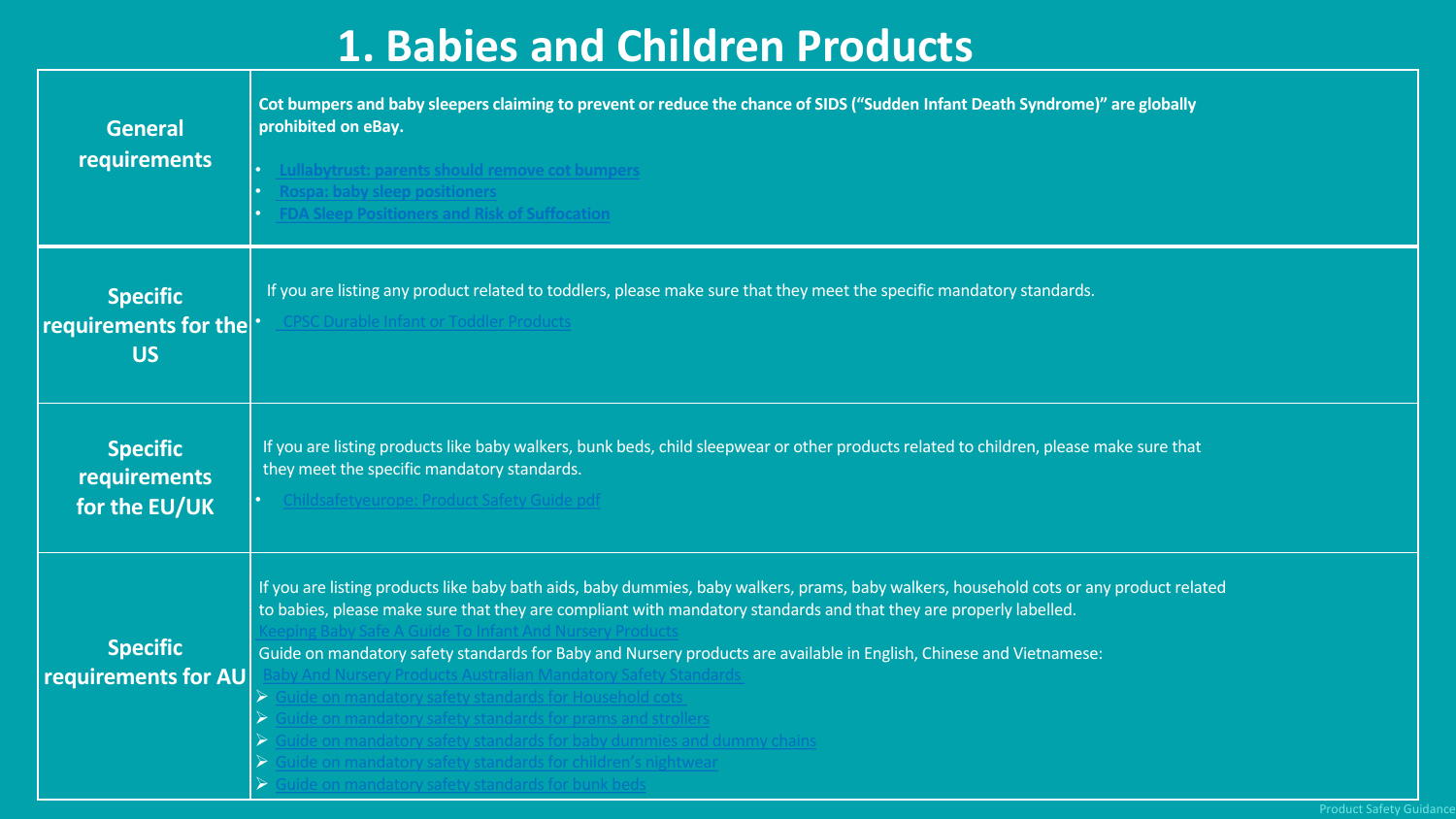# 1. Babies and Children Products

| | |
|---|---|
| **General requirements** | **Cot bumpers and baby sleepers claiming to prevent or reduce the chance of SIDS ("Sudden Infant Death Syndrome)" are globally prohibited on eBay.**<br><br>• Lullabytrust: parents should remove cot bumpers<br>• Rospa: baby sleep positioners<br>• FDA Sleep Positioners and Risk of Suffocation |
| **Specific requirements for the US** | If you are listing any product related to toddlers, please make sure that they meet the specific mandatory standards.<br>• CPSC Durable Infant or Toddler Products |
| **Specific requirements for the EU/UK** | If you are listing products like baby walkers, bunk beds, child sleepwear or other products related to children, please make sure that they meet the specific mandatory standards.<br>• Childsafetyeurope: Product Safety Guide pdf |
| **Specific requirements for AU** | If you are listing products like baby bath aids, baby dummies, baby walkers, prams, baby walkers, household cots or any product related to babies, please make sure that they are compliant with mandatory standards and that they are properly labelled.<br>Keeping Baby Safe A Guide To Infant And Nursery Products<br>Guide on mandatory safety standards for Baby and Nursery products are available in English, Chinese and Vietnamese:<br>Baby And Nursery Products Australian Mandatory Safety Standards<br>➢ Guide on mandatory safety standards for Household cots<br>➢ Guide on mandatory safety standards for prams and strollers<br>➢ Guide on mandatory safety standards for baby dummies and dummy chains<br>➢ Guide on mandatory safety standards for children's nightwear<br>➢ Guide on mandatory safety standards for bunk beds |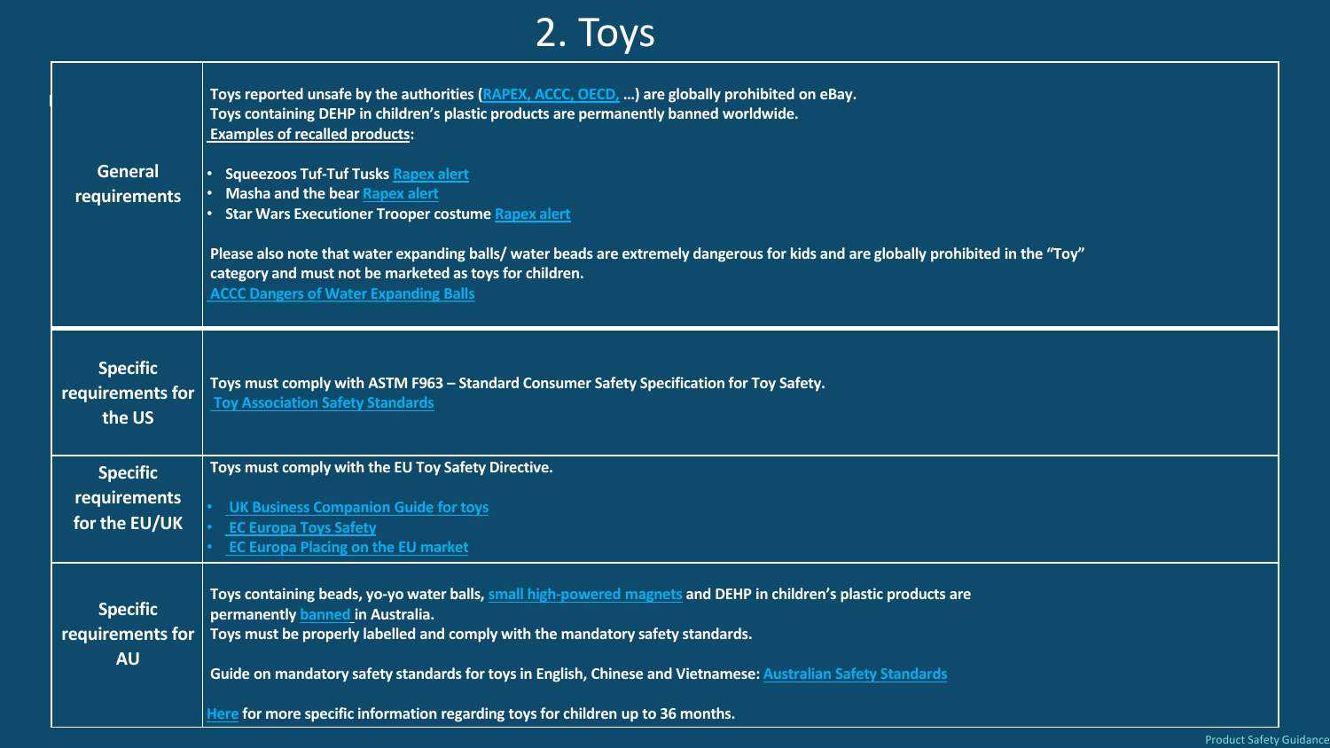# 2. Toys

| | |
|---|---|
| **General requirements** | **Toys reported unsafe by the authorities (RAPEX, ACCC, OECD, ...) are globally prohibited on eBay.**<br>**Toys containing DEHP in children's plastic products are permanently banned worldwide.**<br>**Examples of recalled products:**<br><br>• **Squeezoos Tuf-Tuf Tusks** Rapex alert<br>• **Masha and the bear** Rapex alert<br>• **Star Wars Executioner Trooper costume** Rapex alert<br><br>**Please also note that water expanding balls/ water beads are extremely dangerous for kids and are globally prohibited in the "Toy" category and must not be marketed as toys for children.**<br>ACCC Dangers of Water Expanding Balls |
| **Specific requirements for the US** | **Toys must comply with ASTM F963 – Standard Consumer Safety Specification for Toy Safety.**<br>Toy Association Safety Standards |
| **Specific requirements for the EU/UK** | **Toys must comply with the EU Toy Safety Directive.**<br><br>• UK Business Companion Guide for toys<br>• EC Europa Toys Safety<br>• EC Europa Placing on the EU market |
| **Specific requirements for AU** | **Toys containing beads, yo-yo water balls,** small high-powered magnets **and DEHP in children's plastic products are permanently** banned **in Australia.**<br>**Toys must be properly labelled and comply with the mandatory safety standards.**<br><br>**Guide on mandatory safety standards for toys in English, Chinese and Vietnamese:** Australian Safety Standards<br><br>Here **for more specific information regarding toys for children up to 36 months.** |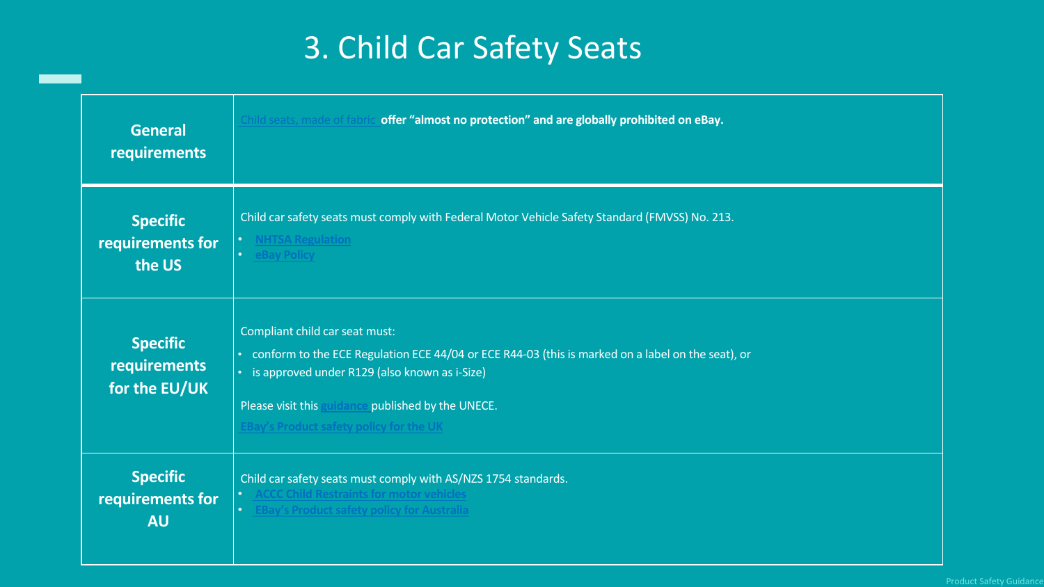# 3. Child Car Safety Seats

| | |
|---|---|
| **General requirements** | Child seats, made of fabric **offer "almost no protection" and are globally prohibited on eBay.** |
| **Specific requirements for the US** | Child car safety seats must comply with Federal Motor Vehicle Safety Standard (FMVSS) No. 213.<br>• NHTSA Regulation<br>• eBay Policy |
| **Specific requirements for the EU/UK** | Compliant child car seat must:<br>• conform to the ECE Regulation ECE 44/04 or ECE R44-03 (this is marked on a label on the seat), or<br>• is approved under R129 (also known as i-Size)<br>Please visit this guidance published by the UNECE.<br>EBay's Product safety policy for the UK |
| **Specific requirements for AU** | Child car safety seats must comply with AS/NZS 1754 standards.<br>• ACCC Child Restraints for motor vehicles<br>• EBay's Product safety policy for Australia |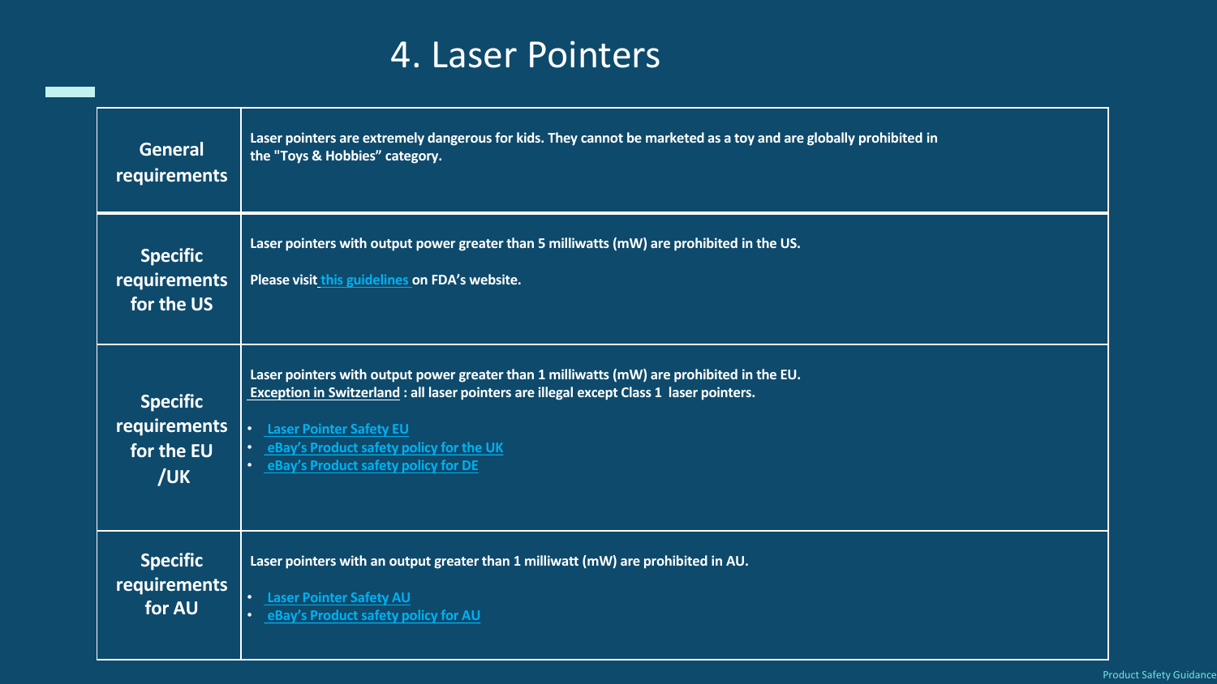# 4. Laser Pointers

| | |
|---|---|
| **General requirements** | **Laser pointers are extremely dangerous for kids. They cannot be marketed as a toy and are globally prohibited in the "Toys & Hobbies" category.** |
| **Specific requirements for the US** | **Laser pointers with output power greater than 5 milliwatts (mW) are prohibited in the US.**<br><br>**Please visit this guidelines on FDA's website.** |
| **Specific requirements for the EU /UK** | **Laser pointers with output power greater than 1 milliwatts (mW) are prohibited in the EU.**<br>**Exception in Switzerland : all laser pointers are illegal except Class 1 laser pointers.**<br><br>• **Laser Pointer Safety EU**<br>• **eBay's Product safety policy for the UK**<br>• **eBay's Product safety policy for DE** |
| **Specific requirements for AU** | **Laser pointers with an output greater than 1 milliwatt (mW) are prohibited in AU.**<br><br>• **Laser Pointer Safety AU**<br>• **eBay's Product safety policy for AU** |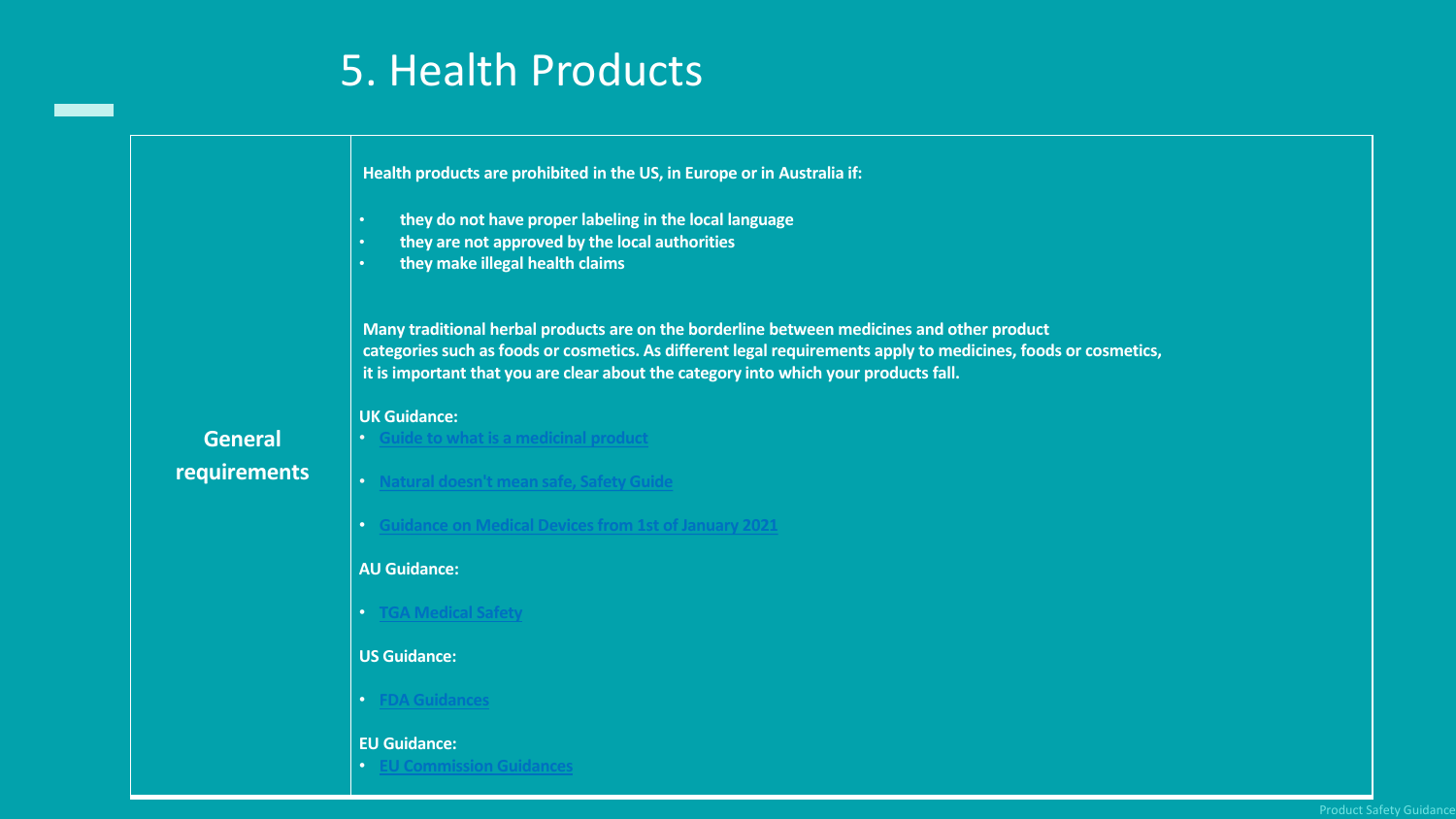# 5. Health Products

| | |
|---|---|
| **General requirements** | **Health products are prohibited in the US, in Europe or in Australia if:**<br><br>• **they do not have proper labeling in the local language**<br>• **they are not approved by the local authorities**<br>• **they make illegal health claims**<br><br>**Many traditional herbal products are on the borderline between medicines and other product categories such as foods or cosmetics. As different legal requirements apply to medicines, foods or cosmetics, it is important that you are clear about the category into which your products fall.**<br><br>**UK Guidance:**<br>• Guide to what is a medicinal product<br>• Natural doesn't mean safe, Safety Guide<br>• Guidance on Medical Devices from 1st of January 2021<br><br>**AU Guidance:**<br>• TGA Medical Safety<br><br>**US Guidance:**<br>• FDA Guidances<br><br>**EU Guidance:**<br>• EU Commission Guidances |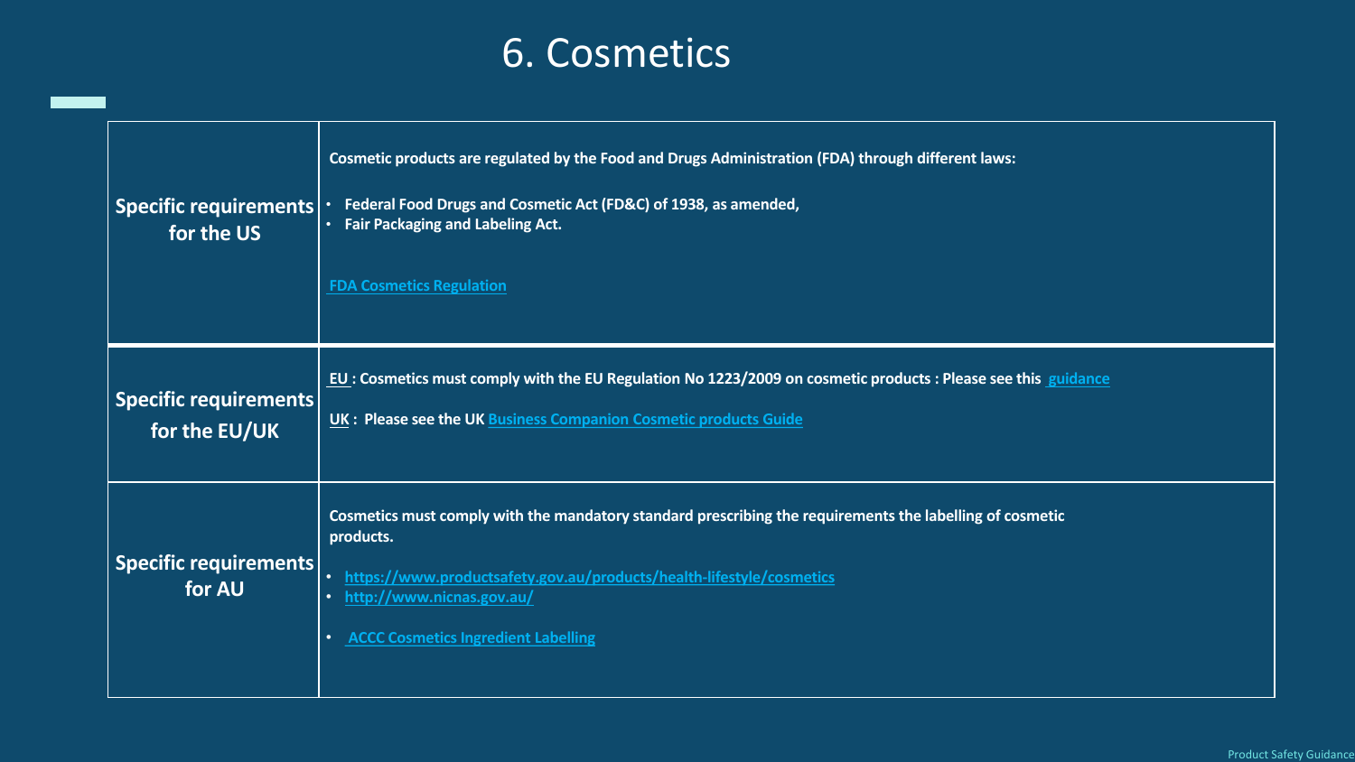# 6. Cosmetics

| | |
|---|---|
| **Specific requirements for the US** | **Cosmetic products are regulated by the Food and Drugs Administration (FDA) through different laws:**<br>• **Federal Food Drugs and Cosmetic Act (FD&C) of 1938, as amended,**<br>• **Fair Packaging and Labeling Act.**<br><br>**FDA Cosmetics Regulation** |
| **Specific requirements for the EU/UK** | **EU : Cosmetics must comply with the EU Regulation No 1223/2009 on cosmetic products : Please see this guidance**<br><br>**UK : Please see the UK Business Companion Cosmetic products Guide** |
| **Specific requirements for AU** | **Cosmetics must comply with the mandatory standard prescribing the requirements the labelling of cosmetic products.**<br>• **https://www.productsafety.gov.au/products/health-lifestyle/cosmetics**<br>• **http://www.nicnas.gov.au/**<br>• **ACCC Cosmetics Ingredient Labelling** |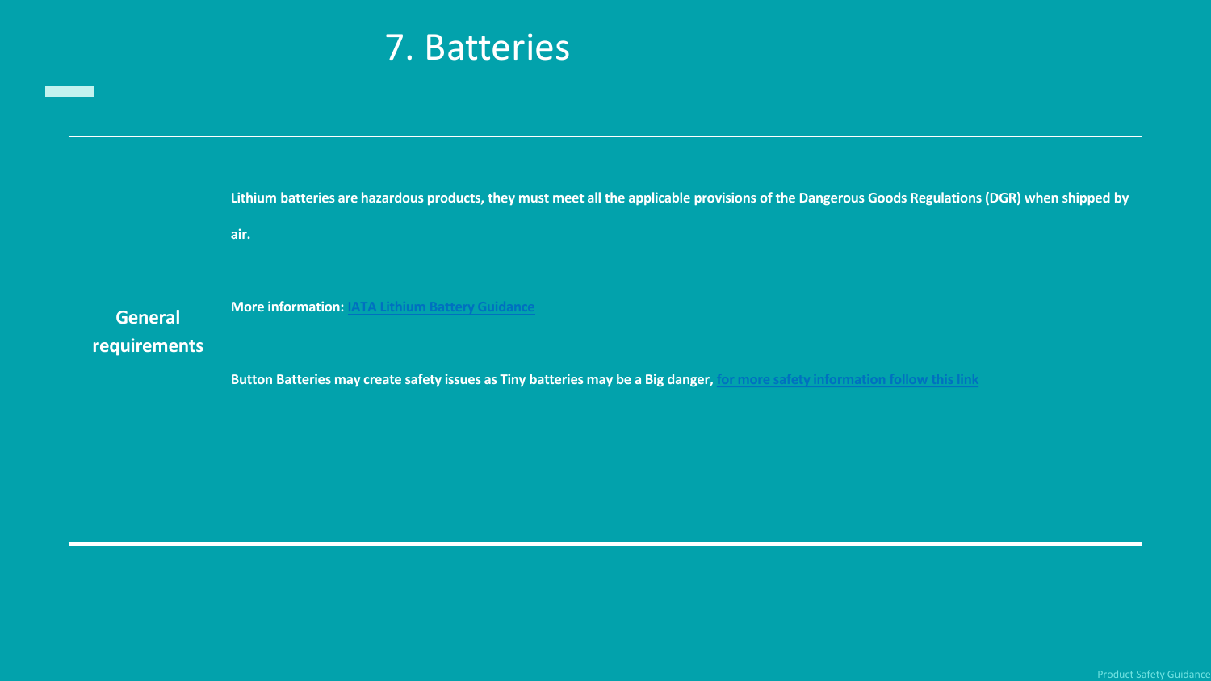# 7. Batteries

| | |
|---|---|
| **General requirements** | **Lithium batteries are hazardous products, they must meet all the applicable provisions of the Dangerous Goods Regulations (DGR) when shipped by air.**<br><br>**More information:** IATA Lithium Battery Guidance<br><br>**Button Batteries may create safety issues as Tiny batteries may be a Big danger,** for more safety information follow this link |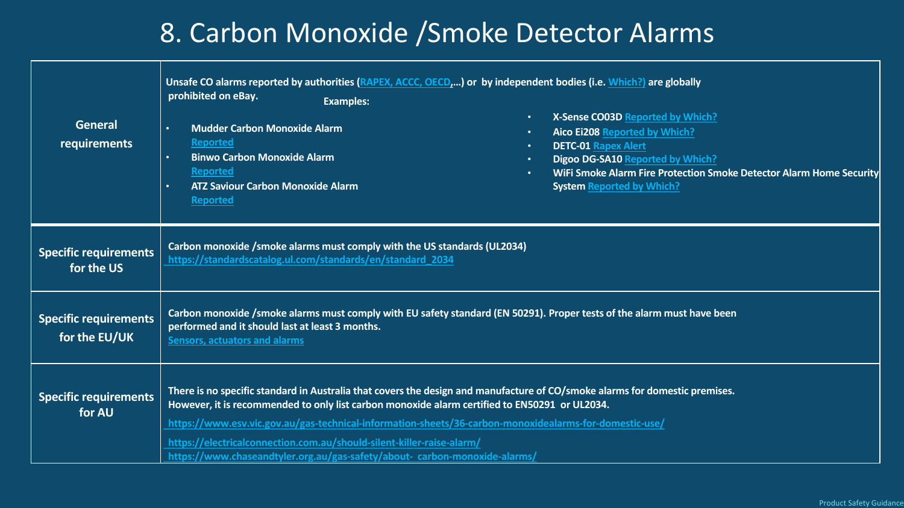# 8. Carbon Monoxide /Smoke Detector Alarms

| | |
|---|---|
| **General requirements** | **Unsafe CO alarms reported by authorities (RAPEX, ACCC, OECD,...) or by independent bodies (i.e. Which?) are globally prohibited on eBay.**<br>**Examples:**<br>• **Mudder Carbon Monoxide Alarm** Reported<br>• **Binwo Carbon Monoxide Alarm** Reported<br>• **ATZ Saviour Carbon Monoxide Alarm** Reported<br>• **X-Sense CO03D** Reported by Which?<br>• **Aico Ei208** Reported by Which?<br>• **DETC-01** Rapex Alert<br>• **Digoo DG-SA10** Reported by Which?<br>• **WiFi Smoke Alarm Fire Protection Smoke Detector Alarm Home Security System** Reported by Which? |
| **Specific requirements for the US** | **Carbon monoxide /smoke alarms must comply with the US standards (UL2034)**<br>https://standardscatalog.ul.com/standards/en/standard_2034 |
| **Specific requirements for the EU/UK** | **Carbon monoxide /smoke alarms must comply with EU safety standard (EN 50291). Proper tests of the alarm must have been performed and it should last at least 3 months.**<br>Sensors, actuators and alarms |
| **Specific requirements for AU** | **There is no specific standard in Australia that covers the design and manufacture of CO/smoke alarms for domestic premises. However, it is recommended to only list carbon monoxide alarm certified to EN50291 or UL2034.**<br>https://www.esv.vic.gov.au/gas-technical-information-sheets/36-carbon-monoxidealarms-for-domestic-use/<br>https://electricalconnection.com.au/should-silent-killer-raise-alarm/<br>https://www.chaseandtyler.org.au/gas-safety/about- carbon-monoxide-alarms/ |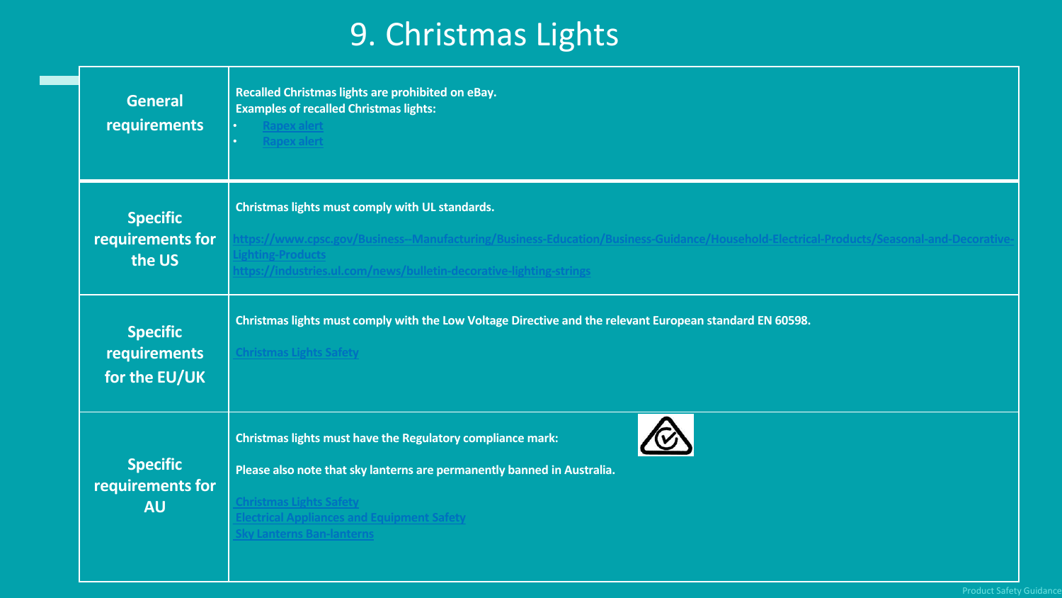# 9. Christmas Lights

| | |
|---|---|
| **General requirements** | **Recalled Christmas lights are prohibited on eBay.**<br>**Examples of recalled Christmas lights:**<br>• Rapex alert<br>• Rapex alert |
| **Specific requirements for the US** | **Christmas lights must comply with UL standards.**<br><br>https://www.cpsc.gov/Business--Manufacturing/Business-Education/Business-Guidance/Household-Electrical-Products/Seasonal-and-Decorative-Lighting-Products<br>https://industries.ul.com/news/bulletin-decorative-lighting-strings |
| **Specific requirements for the EU/UK** | **Christmas lights must comply with the Low Voltage Directive and the relevant European standard EN 60598.**<br><br>Christmas Lights Safety |
| **Specific requirements for AU** | **Christmas lights must have the Regulatory compliance mark:**<br><br>**Please also note that sky lanterns are permanently banned in Australia.**<br><br>Christmas Lights Safety<br>Electrical Appliances and Equipment Safety<br>Sky Lanterns Ban-lanterns |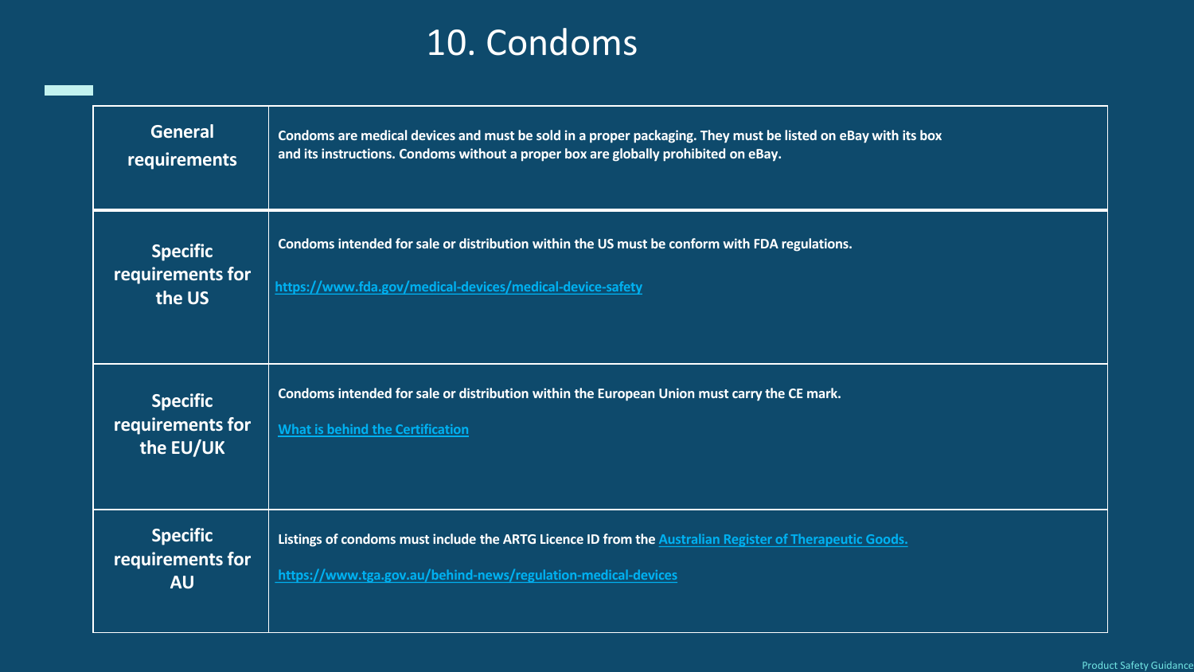# 10. Condoms

| | |
|---|---|
| **General requirements** | Condoms are medical devices and must be sold in a proper packaging. They must be listed on eBay with its box and its instructions. Condoms without a proper box are globally prohibited on eBay. |
| **Specific requirements for the US** | Condoms intended for sale or distribution within the US must be conform with FDA regulations.<br><br>[https://www.fda.gov/medical-devices/medical-device-safety](https://www.fda.gov/medical-devices/medical-device-safety) |
| **Specific requirements for the EU/UK** | Condoms intended for sale or distribution within the European Union must carry the CE mark.<br><br>What is behind the Certification |
| **Specific requirements for AU** | Listings of condoms must include the ARTG Licence ID from the Australian Register of Therapeutic Goods.<br><br>[https://www.tga.gov.au/behind-news/regulation-medical-devices](https://www.tga.gov.au/behind-news/regulation-medical-devices) |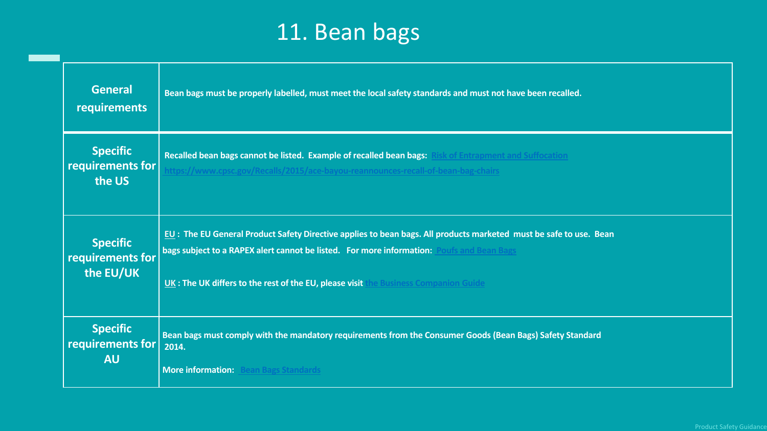# 11. Bean bags

| | |
|---|---|
| **General requirements** | **Bean bags must be properly labelled, must meet the local safety standards and must not have been recalled.** |
| **Specific requirements for the US** | **Recalled bean bags cannot be listed. Example of recalled bean bags: Risk of Entrapment and Suffocation** **https://www.cpsc.gov/Recalls/2015/ace-bayou-reannounces-recall-of-bean-bag-chairs** |
| **Specific requirements for the EU/UK** | **EU : The EU General Product Safety Directive applies to bean bags. All products marketed must be safe to use. Bean bags subject to a RAPEX alert cannot be listed. For more information: Poufs and Bean Bags** **UK : The UK differs to the rest of the EU, please visit the Business Companion Guide** |
| **Specific requirements for AU** | **Bean bags must comply with the mandatory requirements from the Consumer Goods (Bean Bags) Safety Standard 2014.** **More information: Bean Bags Standards** |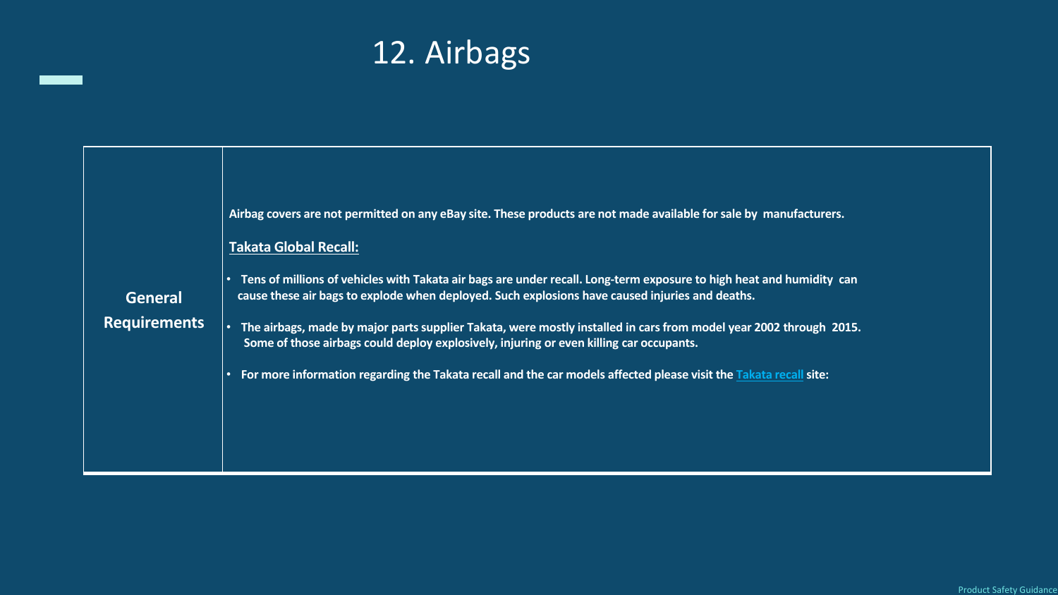# 12. Airbags

| | |
|---|---|
| **General Requirements** | **Airbag covers are not permitted on any eBay site. These products are not made available for sale by manufacturers.**<br><br>**<u>Takata Global Recall:</u>**<br><br>• **Tens of millions of vehicles with Takata air bags are under recall. Long-term exposure to high heat and humidity can cause these air bags to explode when deployed. Such explosions have caused injuries and deaths.**<br><br>• **The airbags, made by major parts supplier Takata, were mostly installed in cars from model year 2002 through 2015. Some of those airbags could deploy explosively, injuring or even killing car occupants.**<br><br>• **For more information regarding the Takata recall and the car models affected please visit the Takata recall site:** |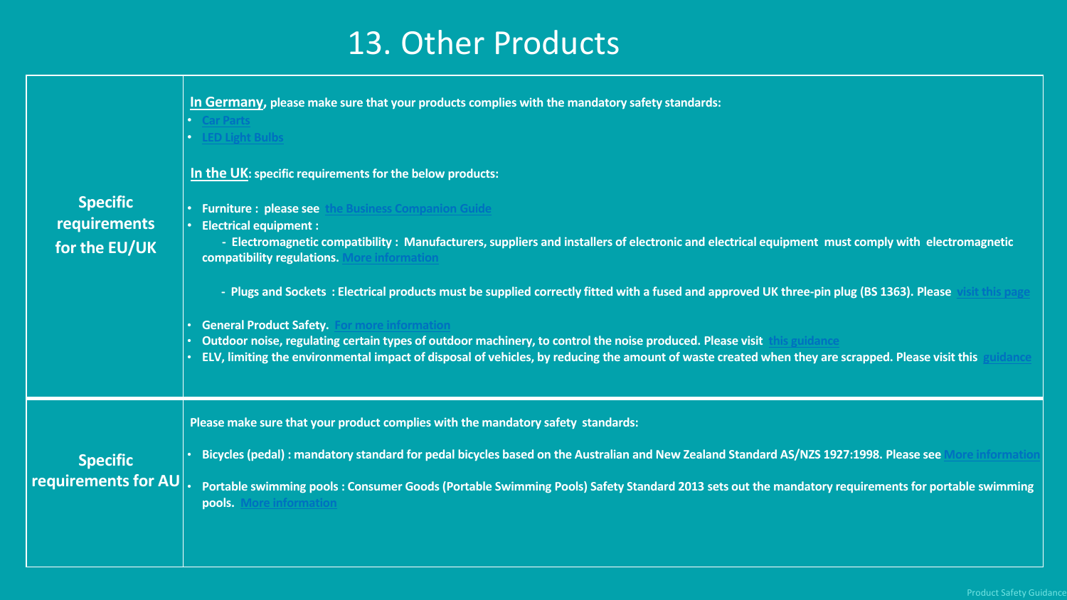# 13. Other Products

| | |
|---|---|
| **Specific requirements for the EU/UK** | **In Germany**, please make sure that your products complies with the mandatory safety standards:<br>• Car Parts<br>• LED Light Bulbs<br><br>**In the UK**: specific requirements for the below products:<br><br>• **Furniture : please see** the Business Companion Guide<br>• **Electrical equipment :**<br>- **Electromagnetic compatibility : Manufacturers, suppliers and installers of electronic and electrical equipment must comply with electromagnetic compatibility regulations.** More information<br>- **Plugs and Sockets : Electrical products must be supplied correctly fitted with a fused and approved UK three-pin plug (BS 1363). Please** visit this page<br>• **General Product Safety.** For more information<br>• **Outdoor noise, regulating certain types of outdoor machinery, to control the noise produced. Please visit** this guidance<br>• **ELV, limiting the environmental impact of disposal of vehicles, by reducing the amount of waste created when they are scrapped. Please visit this** guidance |
| **Specific requirements for AU** | **Please make sure that your product complies with the mandatory safety standards:**<br><br>• **Bicycles (pedal) : mandatory standard for pedal bicycles based on the Australian and New Zealand Standard AS/NZS 1927:1998. Please see** More information<br><br>• **Portable swimming pools : Consumer Goods (Portable Swimming Pools) Safety Standard 2013 sets out the mandatory requirements for portable swimming pools.** More information |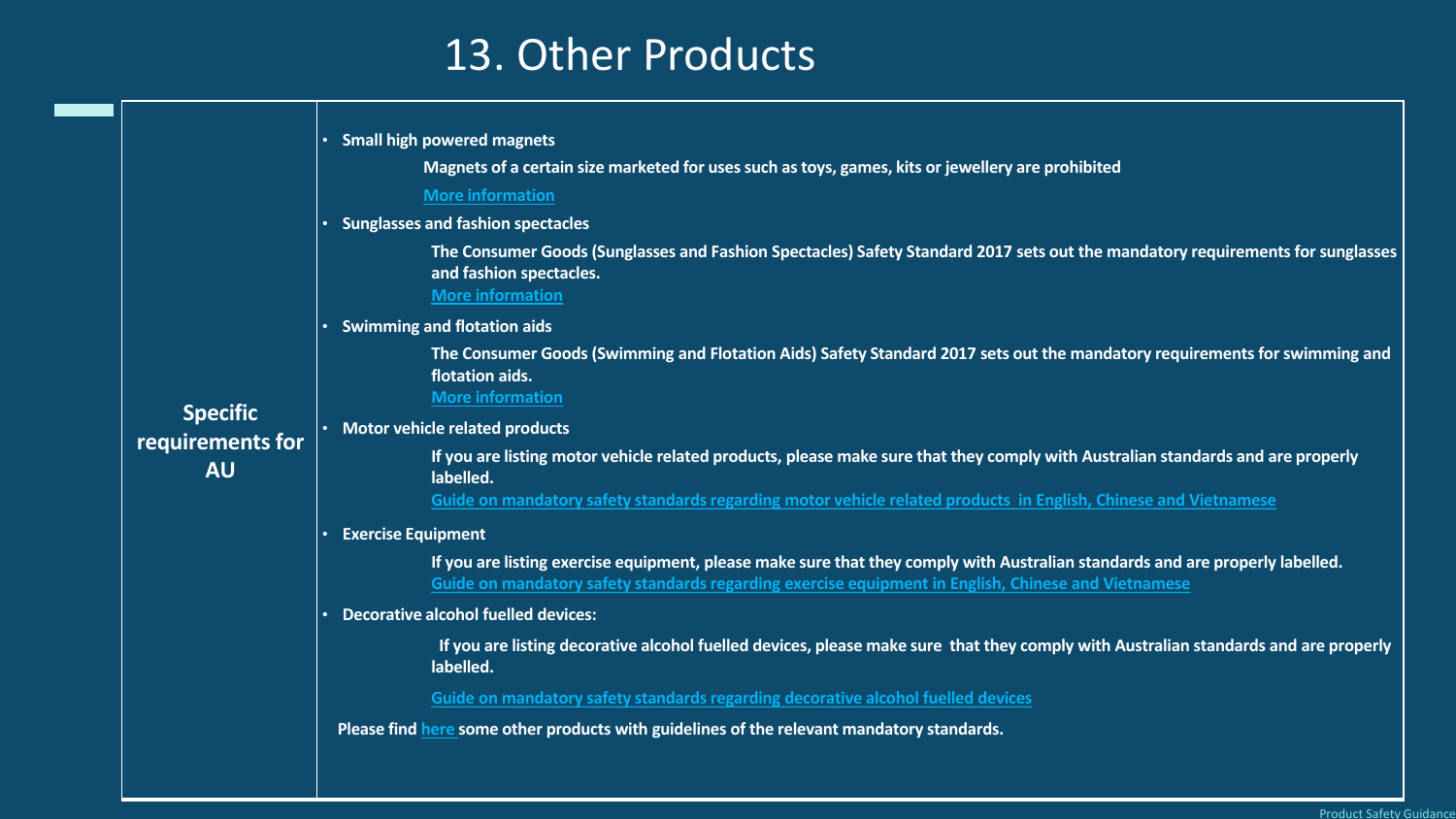# 13. Other Products

| | |
|---|---|
| **Specific requirements for AU** | • **Small high powered magnets**<br>**Magnets of a certain size marketed for uses such as toys, games, kits or jewellery are prohibited**<br>**More information**<br>• **Sunglasses and fashion spectacles**<br>**The Consumer Goods (Sunglasses and Fashion Spectacles) Safety Standard 2017 sets out the mandatory requirements for sunglasses and fashion spectacles.**<br>**More information**<br>• **Swimming and flotation aids**<br>**The Consumer Goods (Swimming and Flotation Aids) Safety Standard 2017 sets out the mandatory requirements for swimming and flotation aids.**<br>**More information**<br>• **Motor vehicle related products**<br>**If you are listing motor vehicle related products, please make sure that they comply with Australian standards and are properly labelled.**<br>**Guide on mandatory safety standards regarding motor vehicle related products in English, Chinese and Vietnamese**<br>• **Exercise Equipment**<br>**If you are listing exercise equipment, please make sure that they comply with Australian standards and are properly labelled.**<br>**Guide on mandatory safety standards regarding exercise equipment in English, Chinese and Vietnamese**<br>• **Decorative alcohol fuelled devices:**<br>**If you are listing decorative alcohol fuelled devices, please make sure that they comply with Australian standards and are properly labelled.**<br>**Guide on mandatory safety standards regarding decorative alcohol fuelled devices**<br>**Please find here some other products with guidelines of the relevant mandatory standards.** |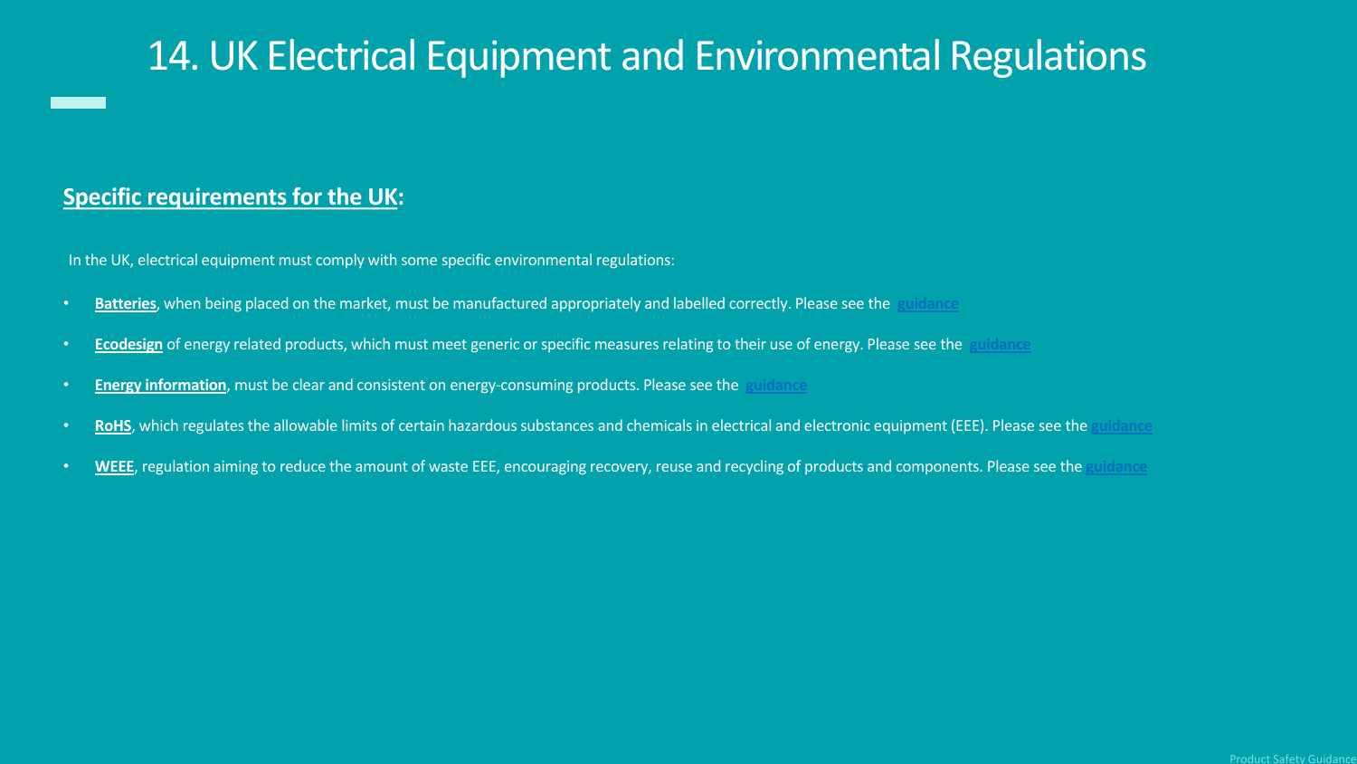# 14. UK Electrical Equipment and Environmental Regulations

**Specific requirements for the UK:**

In the UK, electrical equipment must comply with some specific environmental regulations:

- **Batteries**, when being placed on the market, must be manufactured appropriately and labelled correctly. Please see the guidance
- **Ecodesign** of energy related products, which must meet generic or specific measures relating to their use of energy. Please see the guidance
- **Energy information**, must be clear and consistent on energy-consuming products. Please see the guidance
- **RoHS**, which regulates the allowable limits of certain hazardous substances and chemicals in electrical and electronic equipment (EEE). Please see the guidance
- **WEEE**, regulation aiming to reduce the amount of waste EEE, encouraging recovery, reuse and recycling of products and components. Please see the guidance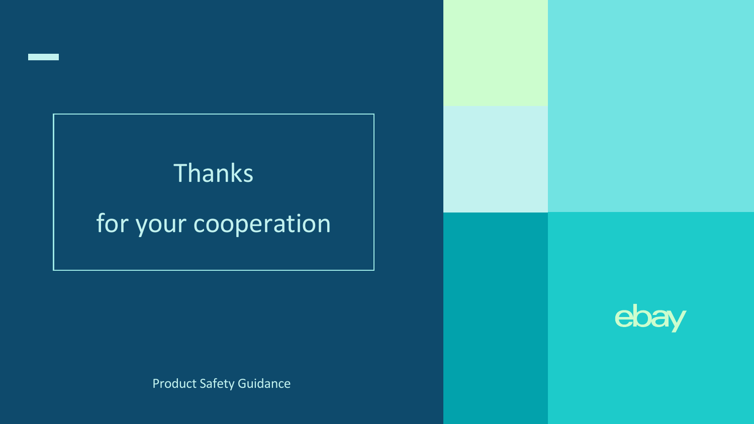# Thanks

# for your cooperation

Product Safety Guidance

ebay